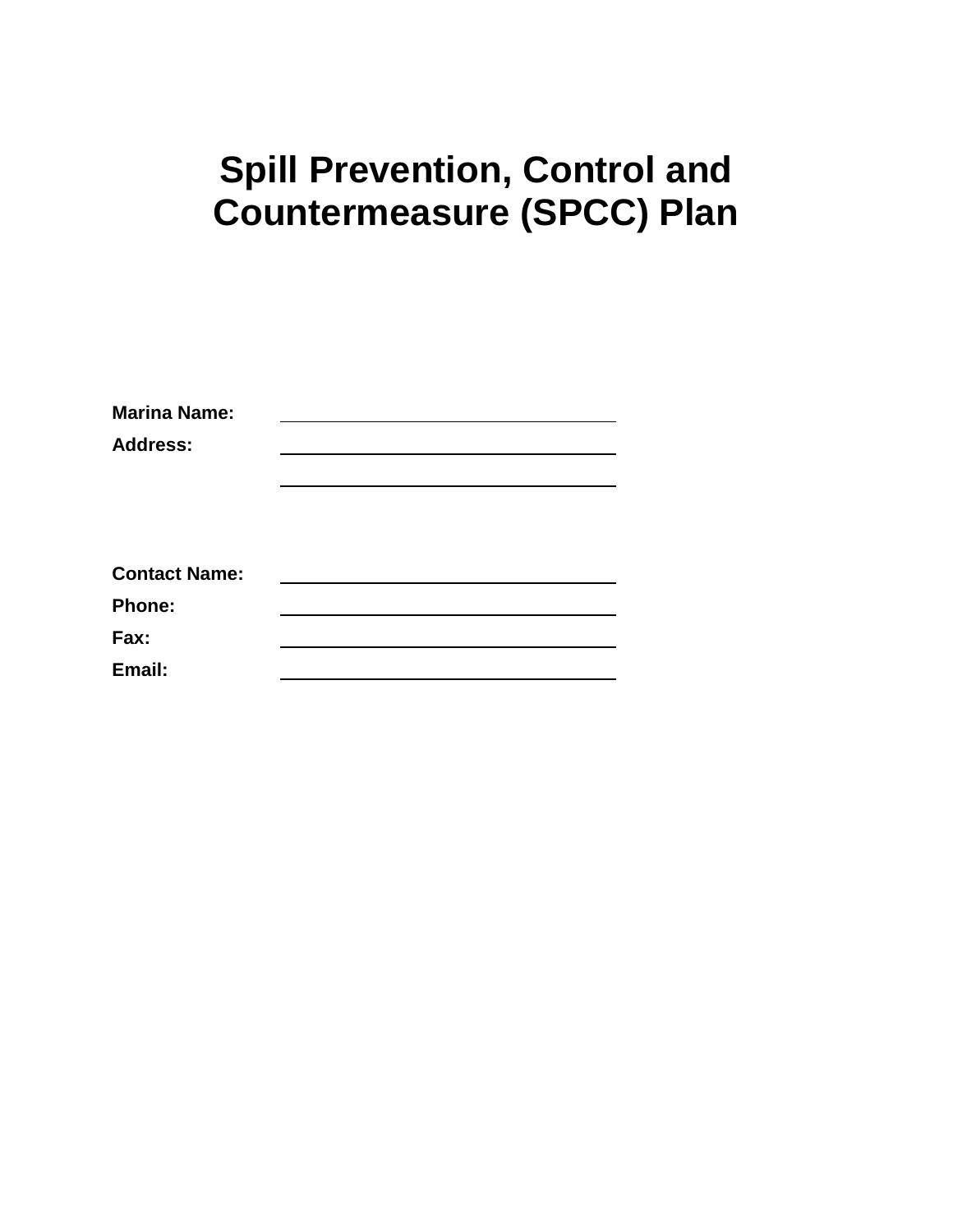# Spill Prevention, Control and Countermeasure (SPCC) Plan

**Marina Name:** \_\_\_\_\_\_\_\_\_\_\_\_\_\_\_\_\_\_\_\_\_\_\_\_\_\_\_\_\_\_\_\_\_\_

**Address:** \_\_\_\_\_\_\_\_\_\_\_\_\_\_\_\_\_\_\_\_\_\_\_\_\_\_\_\_\_\_\_\_\_\_

\_\_\_\_\_\_\_\_\_\_\_\_\_\_\_\_\_\_\_\_\_\_\_\_\_\_\_\_\_\_\_\_\_\_

**Contact Name:** \_\_\_\_\_\_\_\_\_\_\_\_\_\_\_\_\_\_\_\_\_\_\_\_\_\_\_\_\_\_\_\_\_\_

**Phone:** \_\_\_\_\_\_\_\_\_\_\_\_\_\_\_\_\_\_\_\_\_\_\_\_\_\_\_\_\_\_\_\_\_\_

**Fax:** \_\_\_\_\_\_\_\_\_\_\_\_\_\_\_\_\_\_\_\_\_\_\_\_\_\_\_\_\_\_\_\_\_\_

**Email:** \_\_\_\_\_\_\_\_\_\_\_\_\_\_\_\_\_\_\_\_\_\_\_\_\_\_\_\_\_\_\_\_\_\_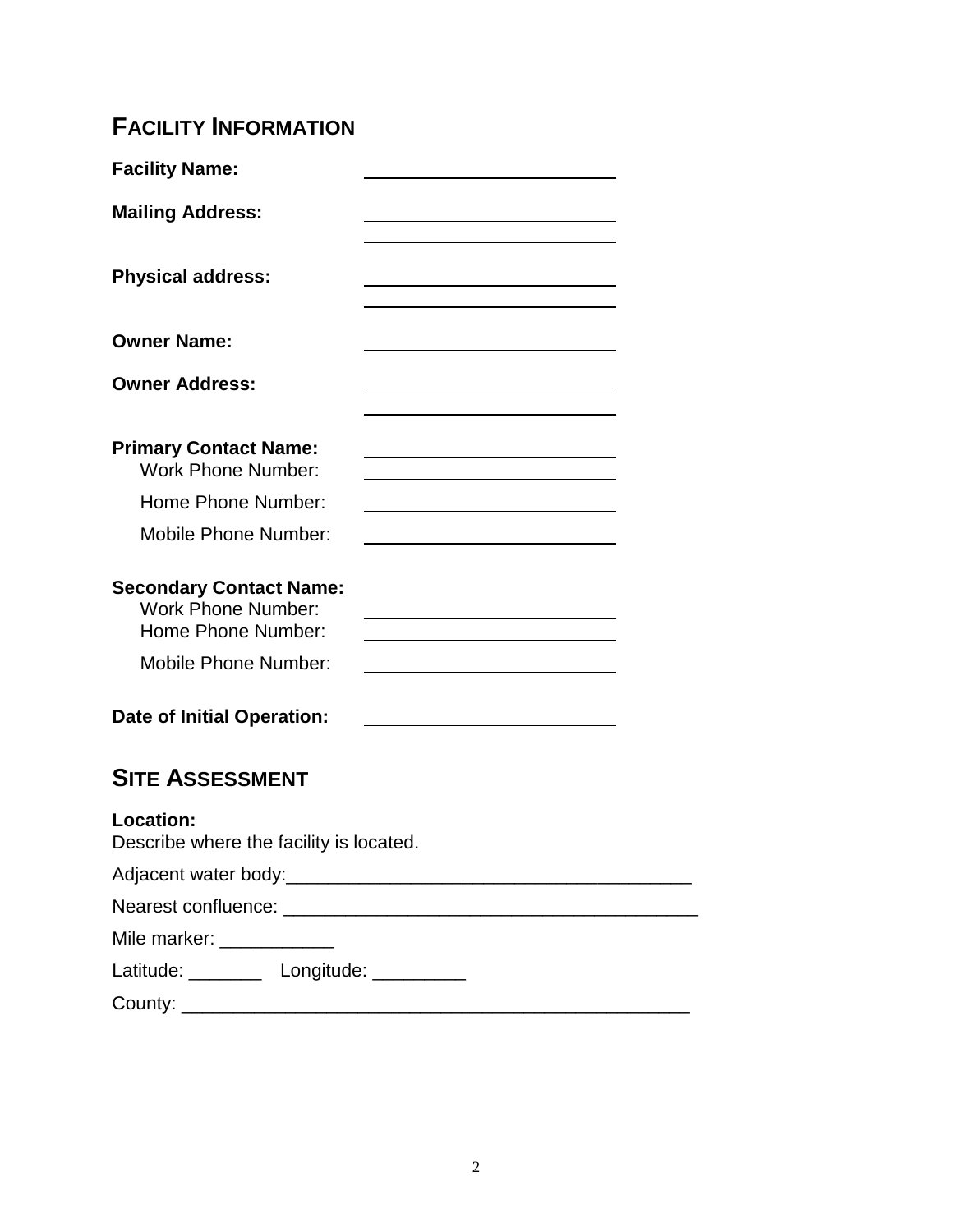## FACILITY INFORMATION

**Facility Name:** ____________________

**Mailing Address:** ____________________

____________________

**Physical address:** ____________________

____________________

**Owner Name:** ____________________

**Owner Address:** ____________________

____________________

**Primary Contact Name:** ____________________

Work Phone Number: ____________________

Home Phone Number: ____________________

Mobile Phone Number: ____________________

**Secondary Contact Name:**

Work Phone Number: ____________________

Home Phone Number: ____________________

Mobile Phone Number: ____________________

**Date of Initial Operation:** ____________________

## SITE ASSESSMENT

**Location:**

Describe where the facility is located.

Adjacent water body:________________________________________

Nearest confluence: ________________________________________

Mile marker: ___________

Latitude: _______ Longitude: _________

County: ___________________________________________________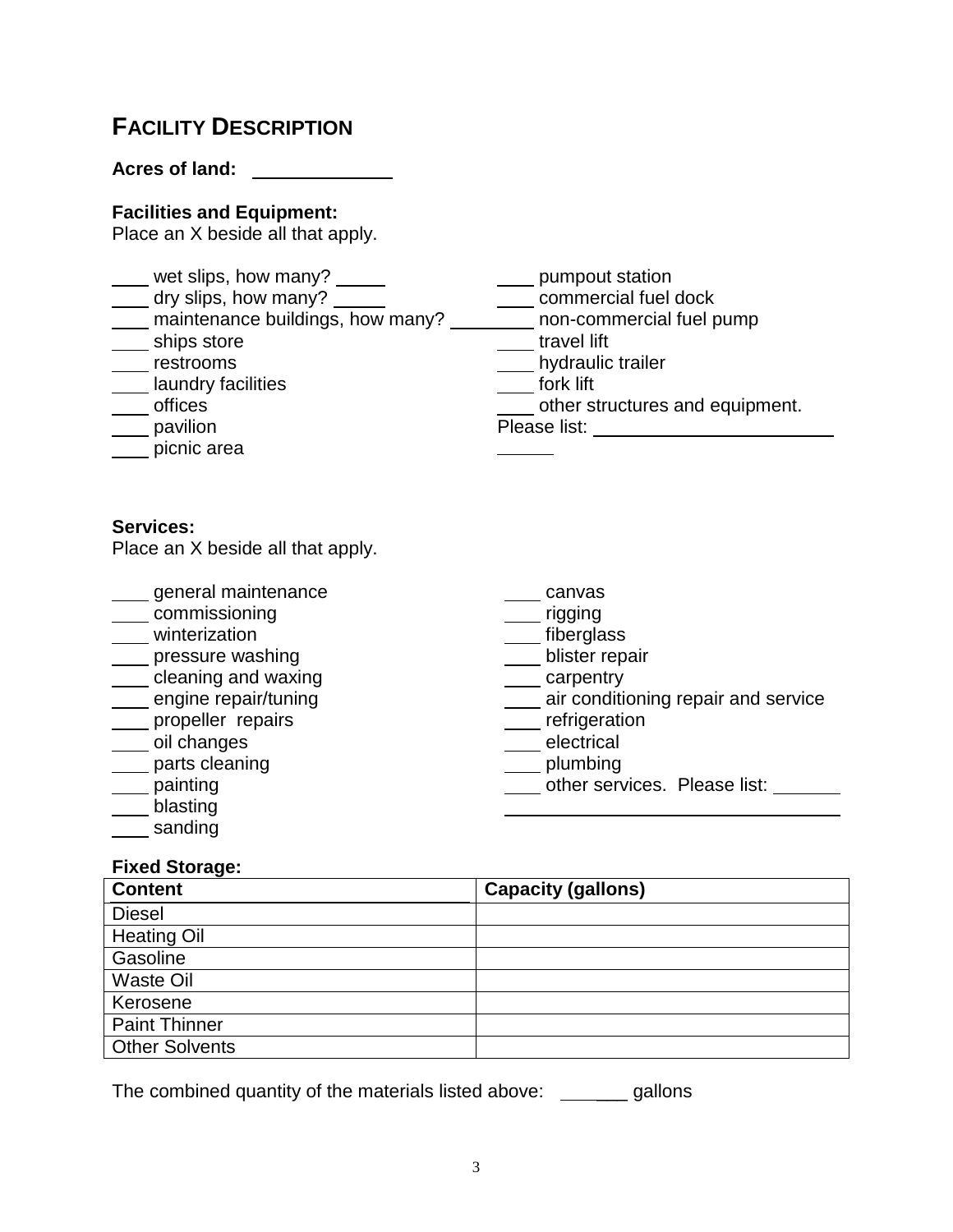## FACILITY DESCRIPTION

**Acres of land:** \_\_\_\_\_\_\_\_\_\_\_\_

**Facilities and Equipment:**
Place an X beside all that apply.

\_\_\_\_ wet slips, how many? \_\_\_\_\_
\_\_\_\_ dry slips, how many? \_\_\_\_\_
\_\_\_\_ maintenance buildings, how many? \_\_\_\_\_\_\_\_
\_\_\_\_ ships store
\_\_\_\_ restrooms
\_\_\_\_ laundry facilities
\_\_\_\_ offices
\_\_\_\_ pavilion
\_\_\_\_ picnic area
\_\_\_\_ pumpout station
\_\_\_\_ commercial fuel dock
\_\_\_\_ non-commercial fuel pump
\_\_\_\_ travel lift
\_\_\_\_ hydraulic trailer
\_\_\_\_ fork lift
\_\_\_\_ other structures and equipment.
Please list: \_\_\_\_\_\_\_\_\_\_\_\_\_\_\_\_\_\_\_\_\_\_\_\_
\_\_\_\_\_\_

**Services:**
Place an X beside all that apply.

\_\_\_\_ general maintenance
\_\_\_\_ commissioning
\_\_\_\_ winterization
\_\_\_\_ pressure washing
\_\_\_\_ cleaning and waxing
\_\_\_\_ engine repair/tuning
\_\_\_\_ propeller repairs
\_\_\_\_ oil changes
\_\_\_\_ parts cleaning
\_\_\_\_ painting
\_\_\_\_ blasting
\_\_\_\_ sanding
\_\_\_\_ canvas
\_\_\_\_ rigging
\_\_\_\_ fiberglass
\_\_\_\_ blister repair
\_\_\_\_ carpentry
\_\_\_\_ air conditioning repair and service
\_\_\_\_ refrigeration
\_\_\_\_ electrical
\_\_\_\_ plumbing
\_\_\_\_ other services. Please list: \_\_\_\_\_\_\_
\_\_\_\_\_\_\_\_\_\_\_\_\_\_\_\_\_\_\_\_\_\_\_\_\_\_\_\_\_\_\_\_\_\_

**Fixed Storage:**

| Content | Capacity (gallons) |
|---|---|
| Diesel | |
| Heating Oil | |
| Gasoline | |
| Waste Oil | |
| Kerosene | |
| Paint Thinner | |
| Other Solvents | |

The combined quantity of the materials listed above: \_\_\_\_\_\_\_ gallons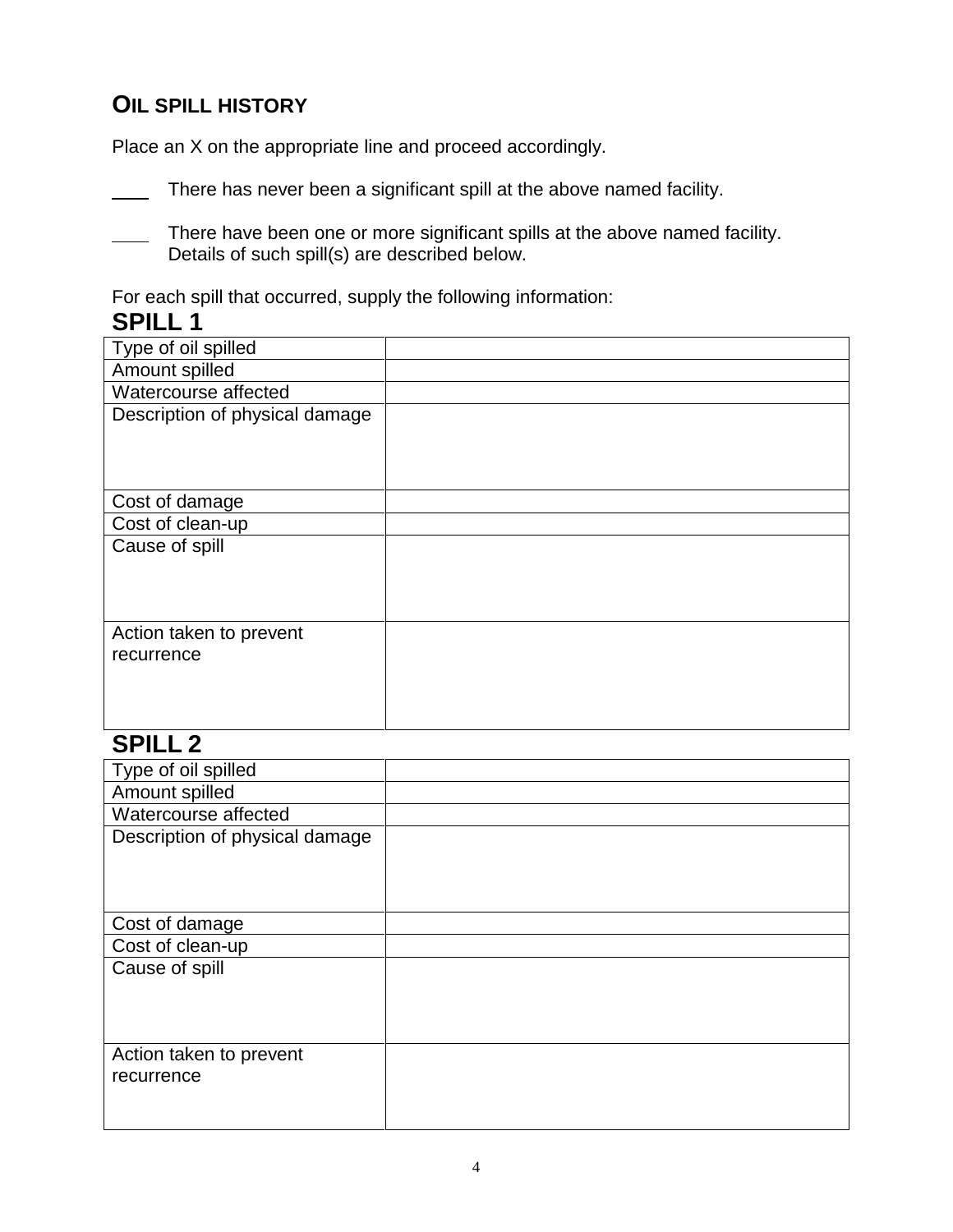## OIL SPILL HISTORY

Place an X on the appropriate line and proceed accordingly.

____ There has never been a significant spill at the above named facility.

____ There have been one or more significant spills at the above named facility. Details of such spill(s) are described below.

For each spill that occurred, supply the following information:

### SPILL 1

| Type of oil spilled | |
|---|---|
| Amount spilled | |
| Watercourse affected | |
| Description of physical damage | |
| Cost of damage | |
| Cost of clean-up | |
| Cause of spill | |
| Action taken to prevent recurrence | |

### SPILL 2

| Type of oil spilled | |
|---|---|
| Amount spilled | |
| Watercourse affected | |
| Description of physical damage | |
| Cost of damage | |
| Cost of clean-up | |
| Cause of spill | |
| Action taken to prevent recurrence | |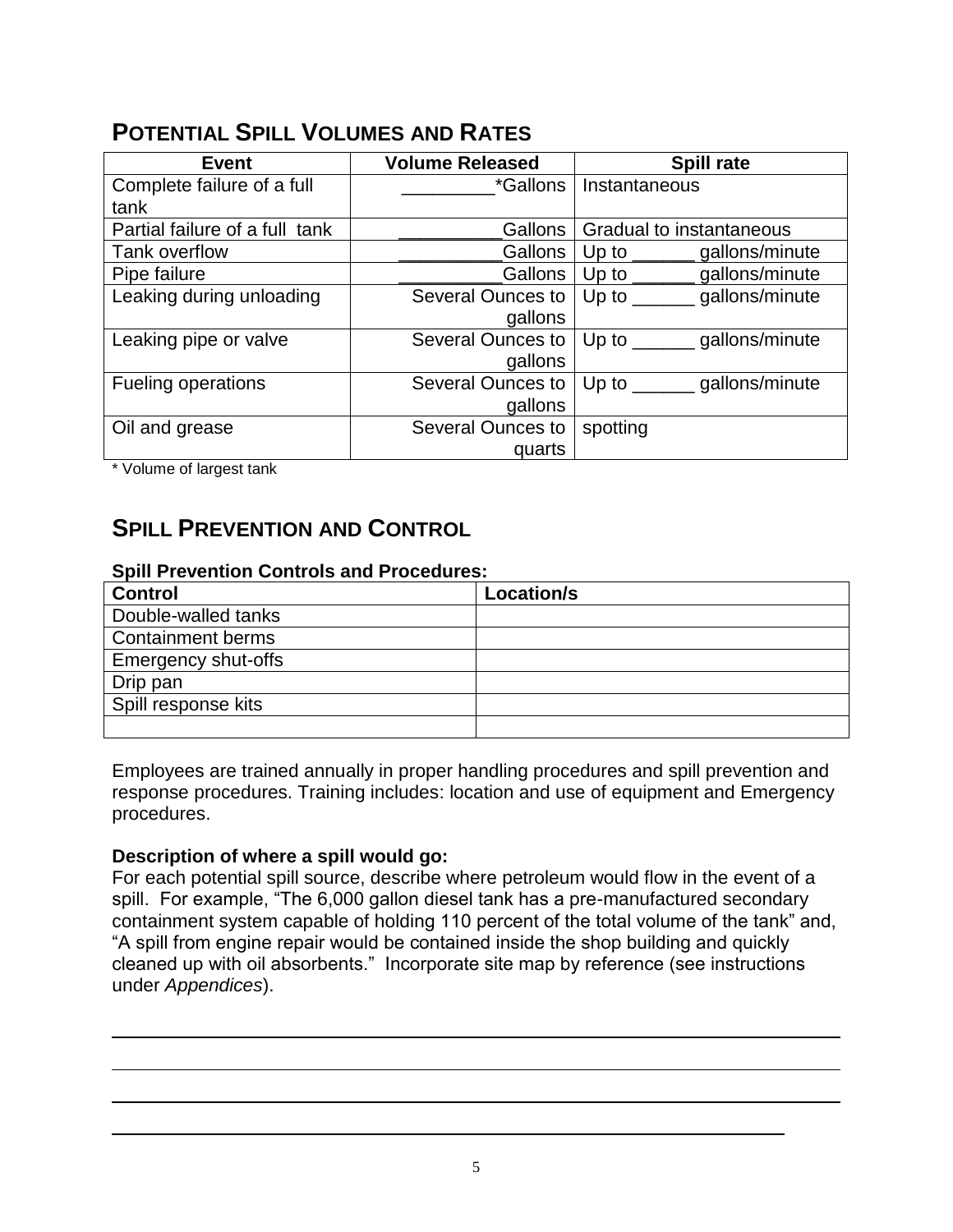## POTENTIAL SPILL VOLUMES AND RATES

| Event | Volume Released | Spill rate |
|---|---|---|
| Complete failure of a full tank | _________*Gallons | Instantaneous |
| Partial failure of a full tank | __________Gallons | Gradual to instantaneous |
| Tank overflow | __________Gallons | Up to ______ gallons/minute |
| Pipe failure | __________Gallons | Up to ______ gallons/minute |
| Leaking during unloading | Several Ounces to gallons | Up to ______ gallons/minute |
| Leaking pipe or valve | Several Ounces to gallons | Up to ______ gallons/minute |
| Fueling operations | Several Ounces to gallons | Up to ______ gallons/minute |
| Oil and grease | Several Ounces to quarts | spotting |

* Volume of largest tank

## SPILL PREVENTION AND CONTROL

**Spill Prevention Controls and Procedures:**

| Control | Location/s |
|---|---|
| Double-walled tanks | |
| Containment berms | |
| Emergency shut-offs | |
| Drip pan | |
| Spill response kits | |
| | |

Employees are trained annually in proper handling procedures and spill prevention and response procedures. Training includes: location and use of equipment and Emergency procedures.

**Description of where a spill would go:**
For each potential spill source, describe where petroleum would flow in the event of a spill. For example, "The 6,000 gallon diesel tank has a pre-manufactured secondary containment system capable of holding 110 percent of the total volume of the tank" and, "A spill from engine repair would be contained inside the shop building and quickly cleaned up with oil absorbents." Incorporate site map by reference (see instructions under *Appendices*).

______________________________________________________________________

______________________________________________________________________

______________________________________________________________________

______________________________________________________________________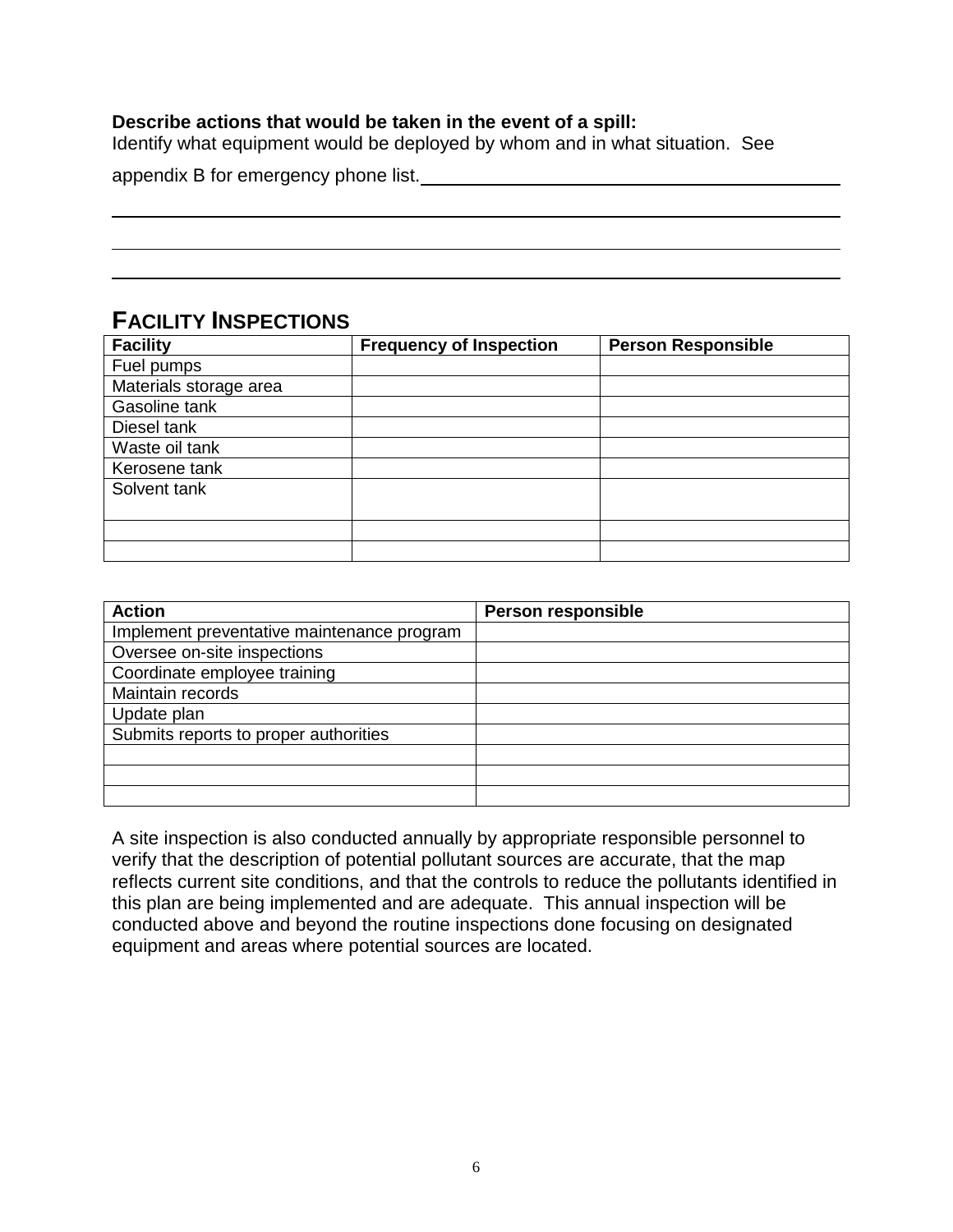**Describe actions that would be taken in the event of a spill:**

Identify what equipment would be deployed by whom and in what situation. See appendix B for emergency phone list.

## FACILITY INSPECTIONS

| Facility | Frequency of Inspection | Person Responsible |
|---|---|---|
| Fuel pumps | | |
| Materials storage area | | |
| Gasoline tank | | |
| Diesel tank | | |
| Waste oil tank | | |
| Kerosene tank | | |
| Solvent tank | | |
| | | |
| | | |

| Action | Person responsible |
|---|---|
| Implement preventative maintenance program | |
| Oversee on-site inspections | |
| Coordinate employee training | |
| Maintain records | |
| Update plan | |
| Submits reports to proper authorities | |
| | |
| | |
| | |

A site inspection is also conducted annually by appropriate responsible personnel to verify that the description of potential pollutant sources are accurate, that the map reflects current site conditions, and that the controls to reduce the pollutants identified in this plan are being implemented and are adequate. This annual inspection will be conducted above and beyond the routine inspections done focusing on designated equipment and areas where potential sources are located.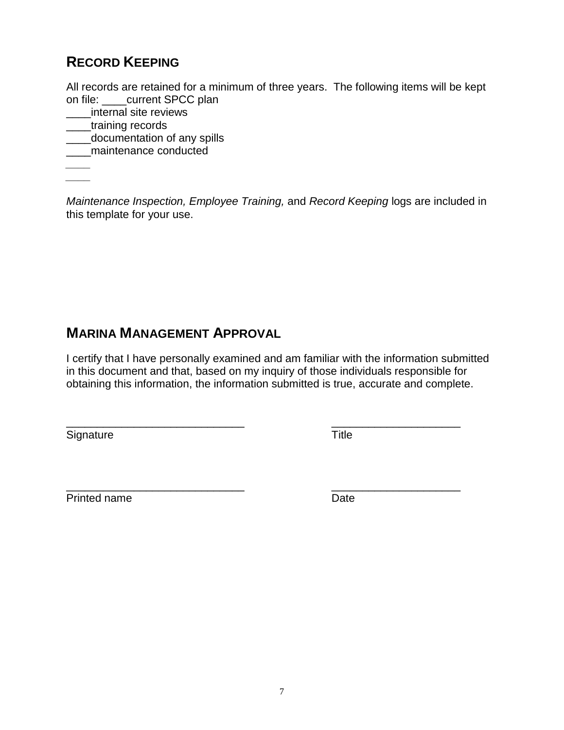## RECORD KEEPING

All records are retained for a minimum of three years. The following items will be kept on file: ____current SPCC plan

____internal site reviews

____training records

____documentation of any spills

____maintenance conducted

____

____

*Maintenance Inspection, Employee Training,* and *Record Keeping* logs are included in this template for your use.

## MARINA MANAGEMENT APPROVAL

I certify that I have personally examined and am familiar with the information submitted in this document and that, based on my inquiry of those individuals responsible for obtaining this information, the information submitted is true, accurate and complete.

_____________________________ _____________________

Signature Title

_____________________________ _____________________

Printed name Date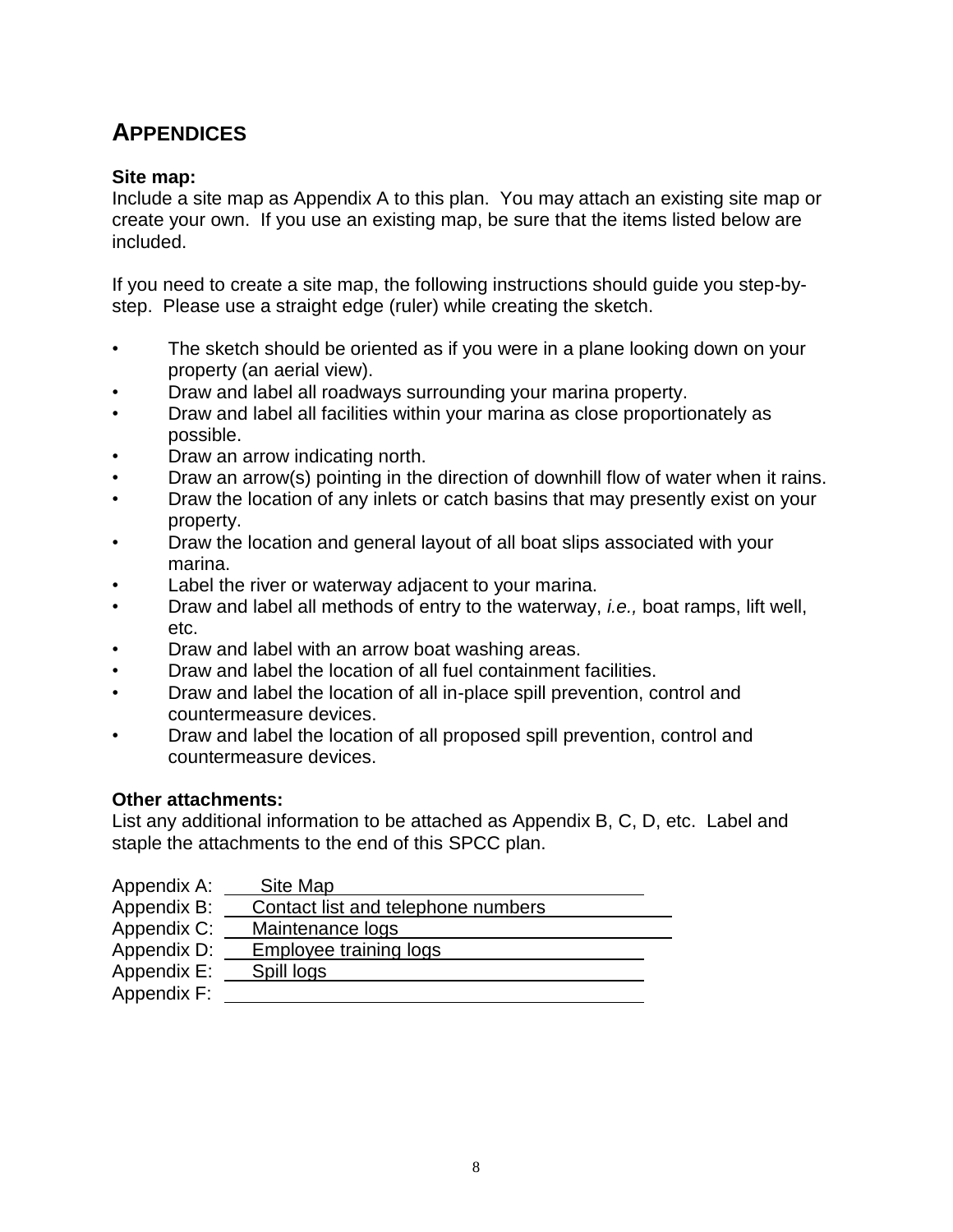## APPENDICES

**Site map:**
Include a site map as Appendix A to this plan. You may attach an existing site map or create your own. If you use an existing map, be sure that the items listed below are included.

If you need to create a site map, the following instructions should guide you step-by-step. Please use a straight edge (ruler) while creating the sketch.

- The sketch should be oriented as if you were in a plane looking down on your property (an aerial view).
- Draw and label all roadways surrounding your marina property.
- Draw and label all facilities within your marina as close proportionately as possible.
- Draw an arrow indicating north.
- Draw an arrow(s) pointing in the direction of downhill flow of water when it rains.
- Draw the location of any inlets or catch basins that may presently exist on your property.
- Draw the location and general layout of all boat slips associated with your marina.
- Label the river or waterway adjacent to your marina.
- Draw and label all methods of entry to the waterway, *i.e.,* boat ramps, lift well, etc.
- Draw and label with an arrow boat washing areas.
- Draw and label the location of all fuel containment facilities.
- Draw and label the location of all in-place spill prevention, control and countermeasure devices.
- Draw and label the location of all proposed spill prevention, control and countermeasure devices.

**Other attachments:**
List any additional information to be attached as Appendix B, C, D, etc. Label and staple the attachments to the end of this SPCC plan.

Appendix A: Site Map
Appendix B: Contact list and telephone numbers
Appendix C: Maintenance logs
Appendix D: Employee training logs
Appendix E: Spill logs
Appendix F: ______________________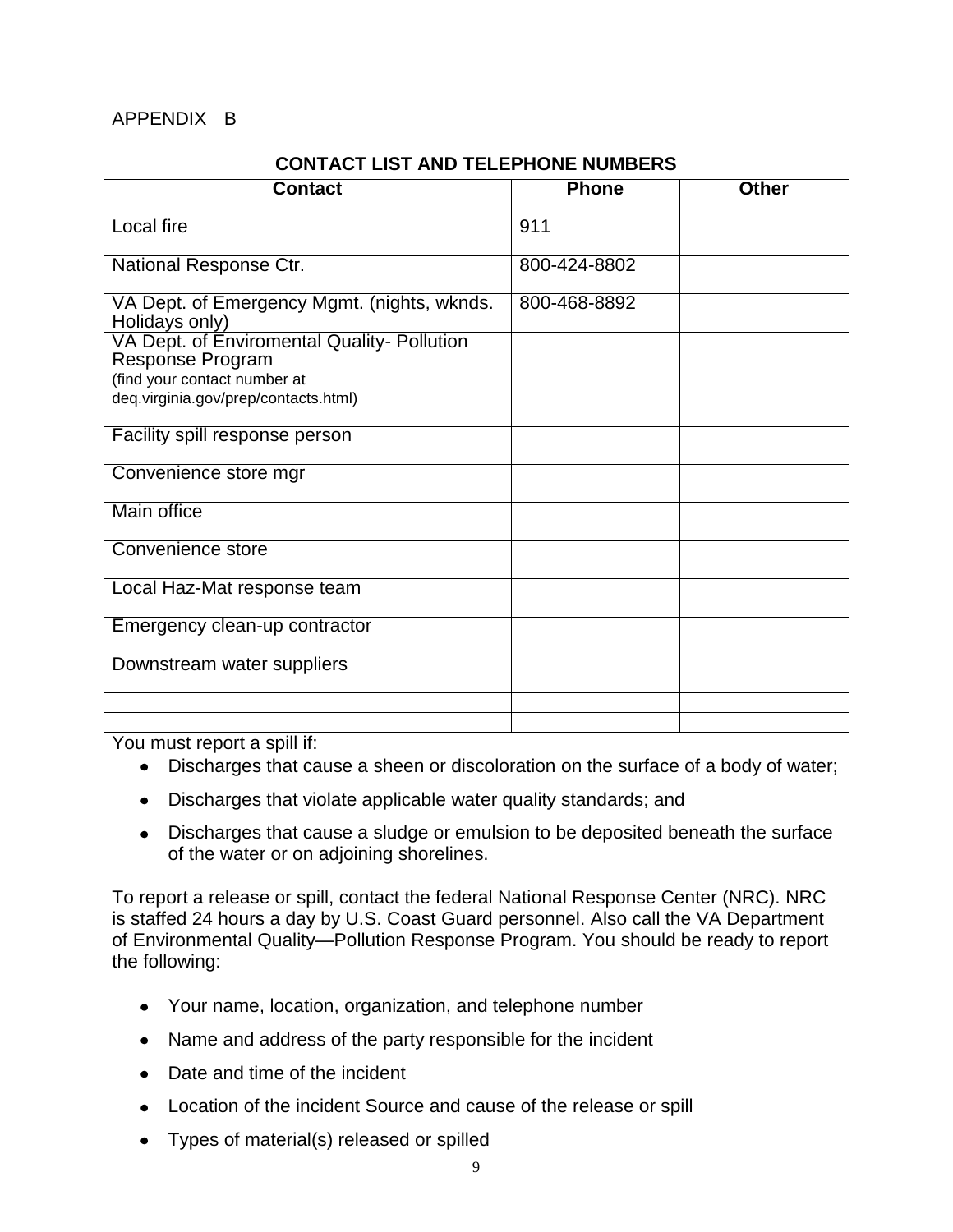APPENDIX B

**CONTACT LIST AND TELEPHONE NUMBERS**

| Contact | Phone | Other |
|---|---|---|
| Local fire | 911 | |
| National Response Ctr. | 800-424-8802 | |
| VA Dept. of Emergency Mgmt. (nights, wknds. Holidays only) | 800-468-8892 | |
| VA Dept. of Enviromental Quality- Pollution Response Program (find your contact number at deq.virginia.gov/prep/contacts.html) | | |
| Facility spill response person | | |
| Convenience store mgr | | |
| Main office | | |
| Convenience store | | |
| Local Haz-Mat response team | | |
| Emergency clean-up contractor | | |
| Downstream water suppliers | | |
| | | |
| | | |

You must report a spill if:

- Discharges that cause a sheen or discoloration on the surface of a body of water;
- Discharges that violate applicable water quality standards; and
- Discharges that cause a sludge or emulsion to be deposited beneath the surface of the water or on adjoining shorelines.

To report a release or spill, contact the federal National Response Center (NRC). NRC is staffed 24 hours a day by U.S. Coast Guard personnel. Also call the VA Department of Environmental Quality—Pollution Response Program. You should be ready to report the following:

- Your name, location, organization, and telephone number
- Name and address of the party responsible for the incident
- Date and time of the incident
- Location of the incident Source and cause of the release or spill
- Types of material(s) released or spilled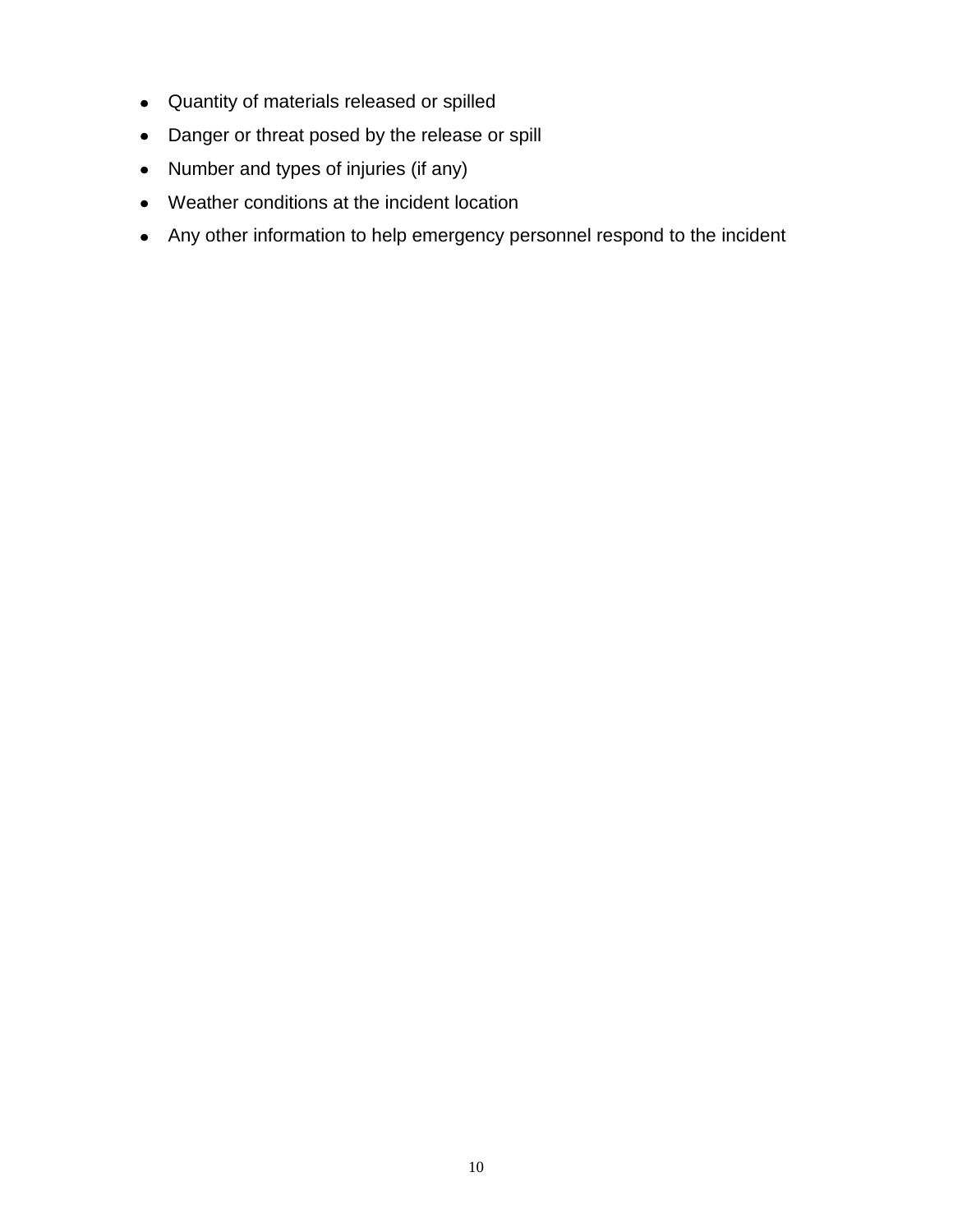- Quantity of materials released or spilled
- Danger or threat posed by the release or spill
- Number and types of injuries (if any)
- Weather conditions at the incident location
- Any other information to help emergency personnel respond to the incident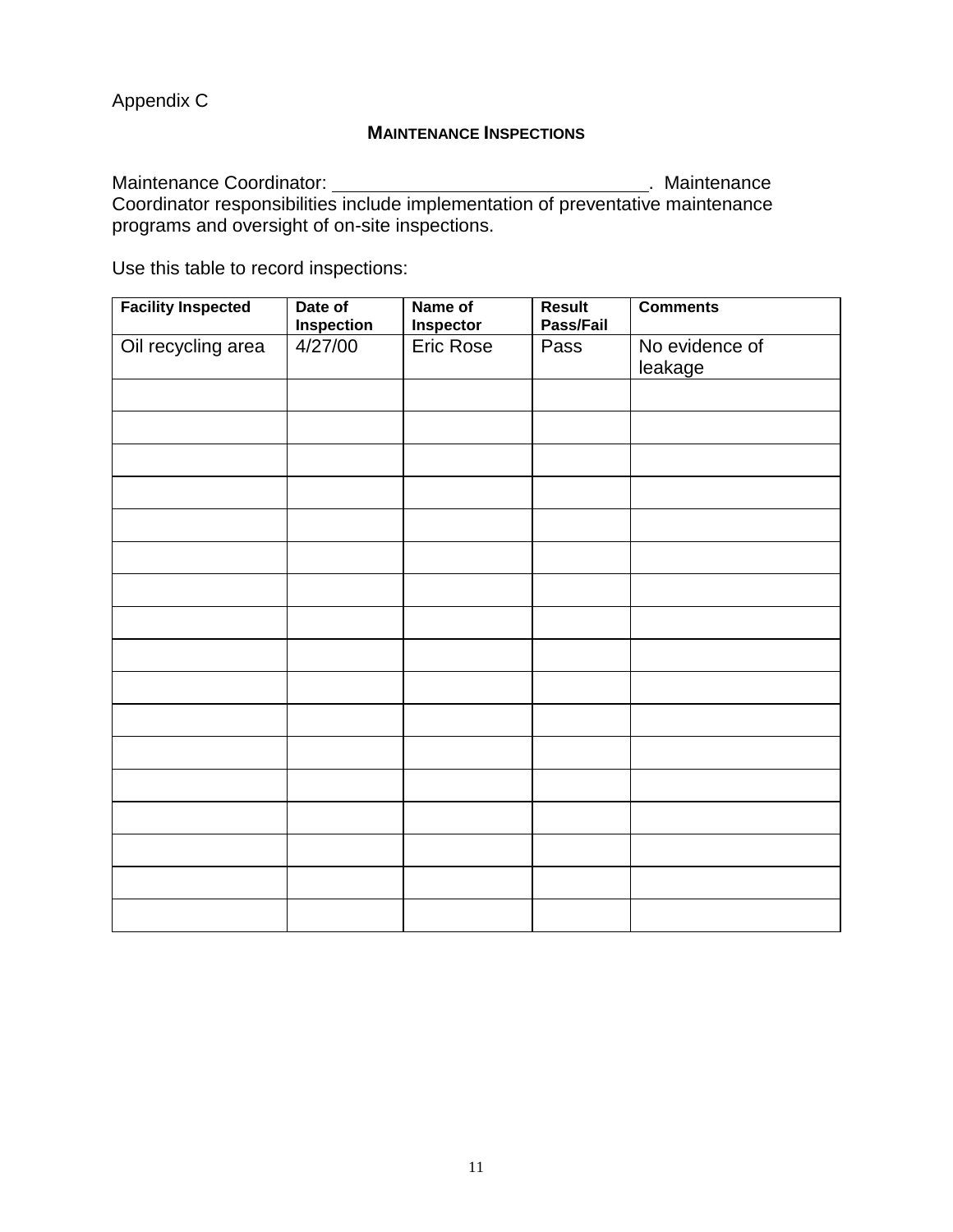Appendix C

## MAINTENANCE INSPECTIONS

Maintenance Coordinator: ______________________________. Maintenance Coordinator responsibilities include implementation of preventative maintenance programs and oversight of on-site inspections.

Use this table to record inspections:

| Facility Inspected | Date of Inspection | Name of Inspector | Result Pass/Fail | Comments |
|---|---|---|---|---|
| Oil recycling area | 4/27/00 | Eric Rose | Pass | No evidence of leakage |
| | | | | |
| | | | | |
| | | | | |
| | | | | |
| | | | | |
| | | | | |
| | | | | |
| | | | | |
| | | | | |
| | | | | |
| | | | | |
| | | | | |
| | | | | |
| | | | | |
| | | | | |
| | | | | |
| | | | | |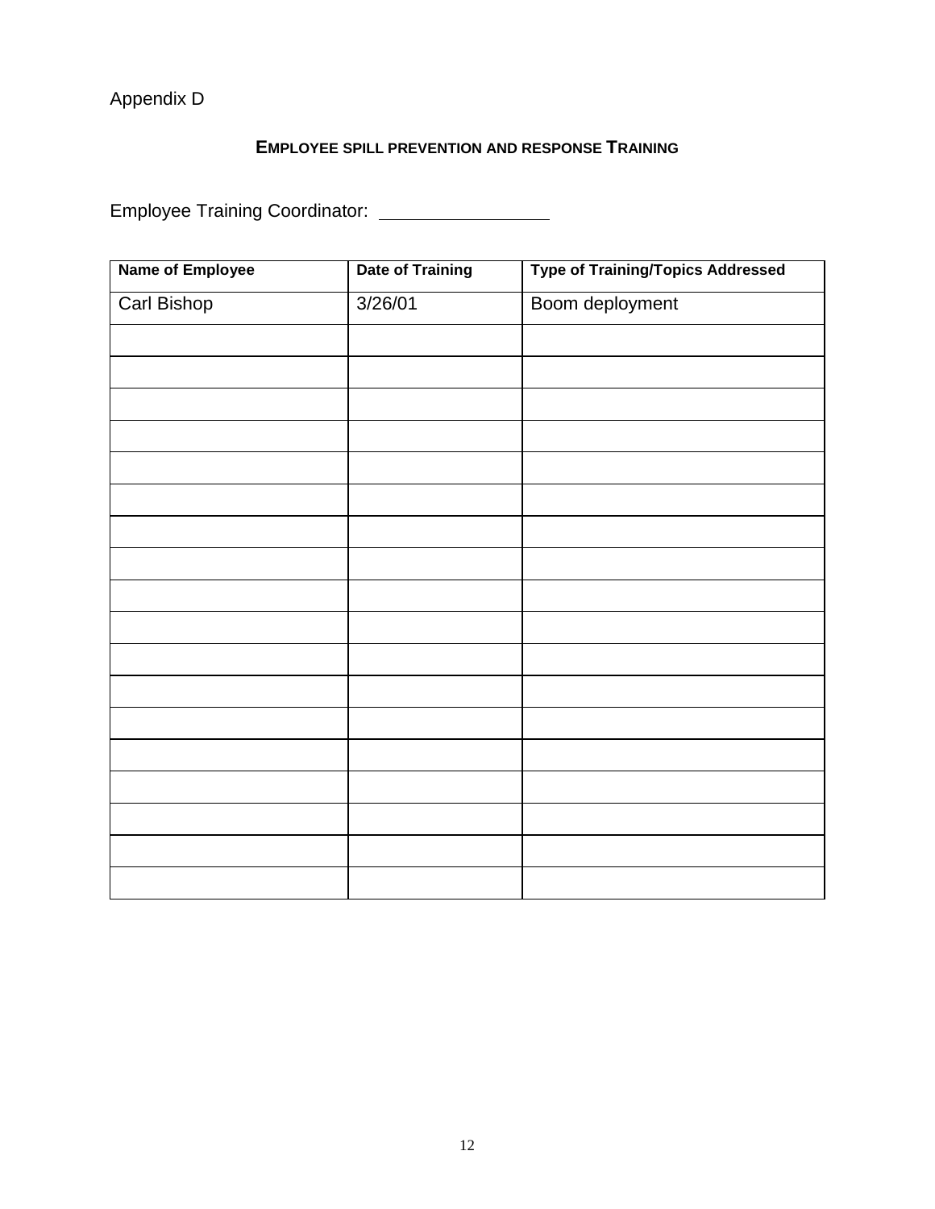Appendix D

## EMPLOYEE SPILL PREVENTION AND RESPONSE TRAINING

Employee Training Coordinator: \_\_\_\_\_\_\_\_\_\_\_\_\_\_\_\_\_\_

| Name of Employee | Date of Training | Type of Training/Topics Addressed |
|---|---|---|
| Carl Bishop | 3/26/01 | Boom deployment |
| | | |
| | | |
| | | |
| | | |
| | | |
| | | |
| | | |
| | | |
| | | |
| | | |
| | | |
| | | |
| | | |
| | | |
| | | |
| | | |
| | | |
| | | |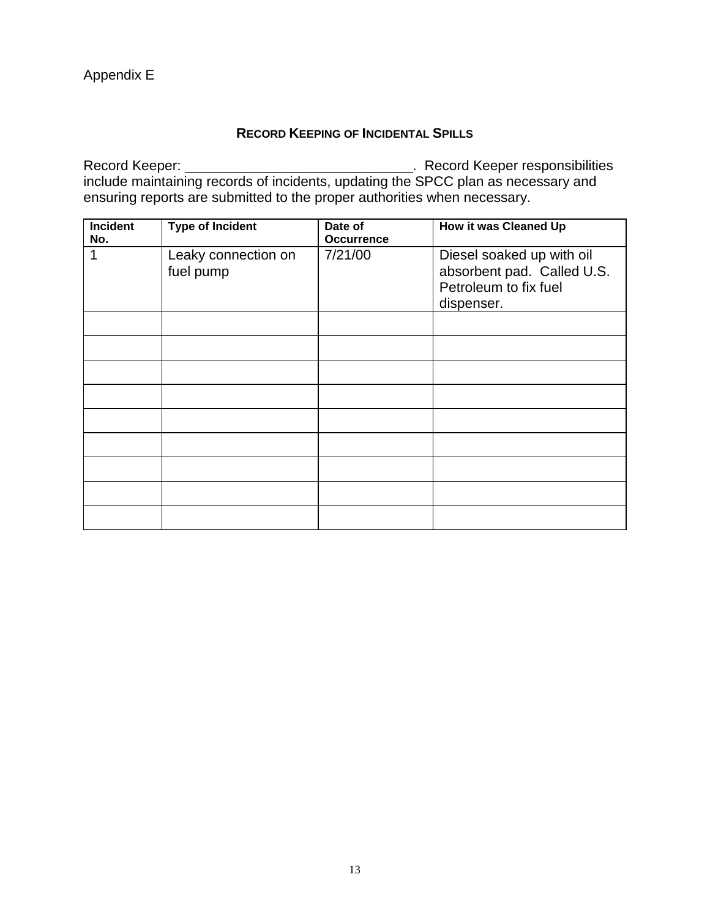Appendix E

## RECORD KEEPING OF INCIDENTAL SPILLS

Record Keeper: ______________________________. Record Keeper responsibilities include maintaining records of incidents, updating the SPCC plan as necessary and ensuring reports are submitted to the proper authorities when necessary.

| Incident No. | Type of Incident | Date of Occurrence | How it was Cleaned Up |
|---|---|---|---|
| 1 | Leaky connection on fuel pump | 7/21/00 | Diesel soaked up with oil absorbent pad. Called U.S. Petroleum to fix fuel dispenser. |
| | | | |
| | | | |
| | | | |
| | | | |
| | | | |
| | | | |
| | | | |
| | | | |
| | | | |